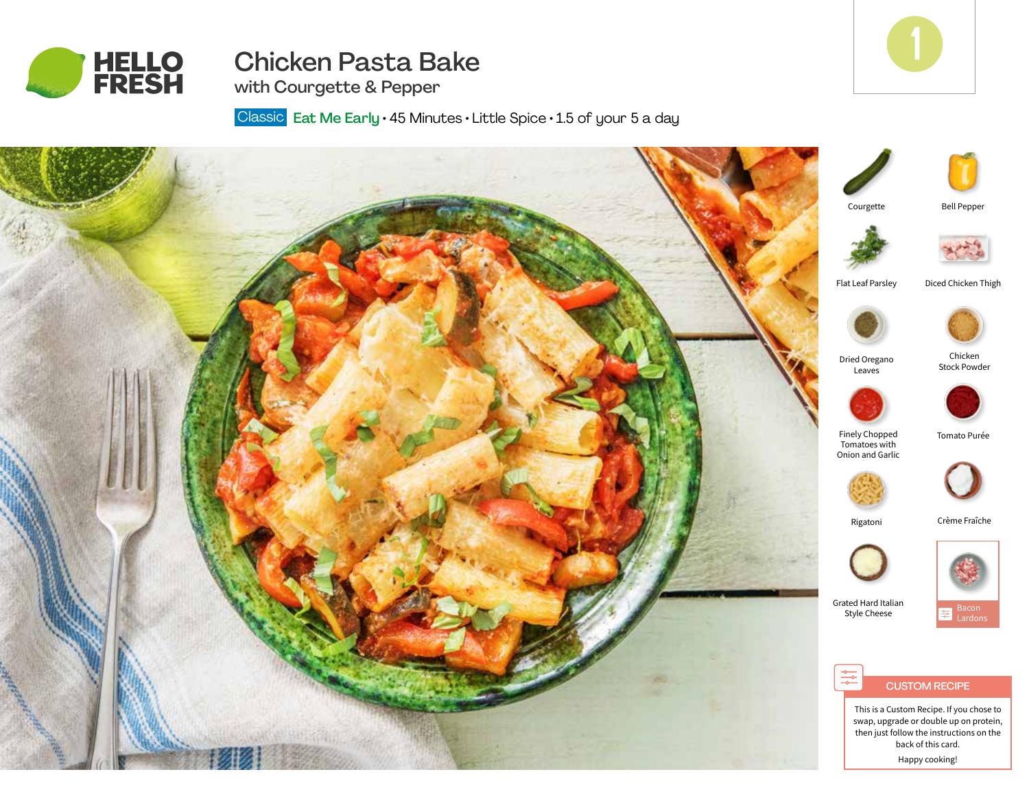HELLO FRESH

# Chicken Pasta Bake

## with Courgette & Pepper

Classic Eat Me Early • 45 Minutes • Little Spice • 1.5 of your 5 a day

1

- Courgette
- Bell Pepper
- Flat Leaf Parsley
- Diced Chicken Thigh
- Dried Oregano Leaves
- Chicken Stock Powder
- Finely Chopped Tomatoes with Onion and Garlic
- Tomato Purée
- Rigatoni
- Crème Fraîche
- Grated Hard Italian Style Cheese
- Bacon Lardons

**CUSTOM RECIPE**

This is a Custom Recipe. If you chose to swap, upgrade or double up on protein, then just follow the instructions on the back of this card.

Happy cooking!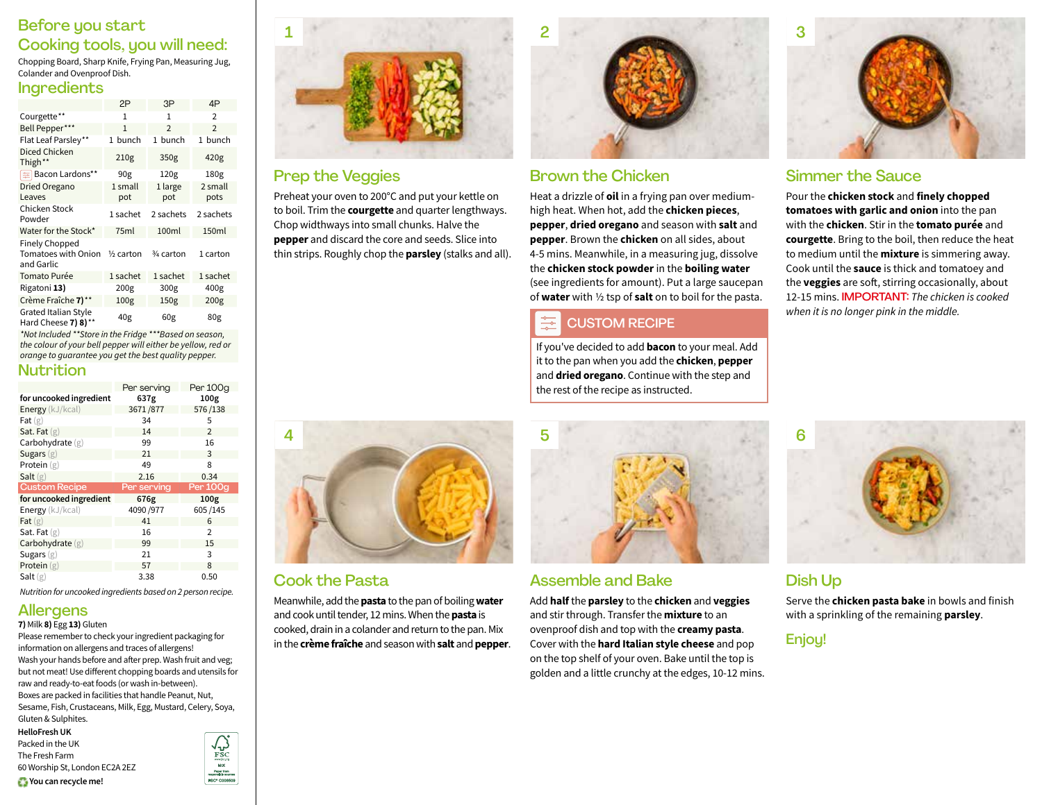## Before you start

### Cooking tools, you will need:

Chopping Board, Sharp Knife, Frying Pan, Measuring Jug, Colander and Ovenproof Dish.

## Ingredients

| | 2P | 3P | 4P |
|---|---|---|---|
| Courgette** | 1 | 1 | 2 |
| Bell Pepper*** | 1 | 2 | 2 |
| Flat Leaf Parsley** | 1 bunch | 1 bunch | 1 bunch |
| Diced Chicken Thigh** | 210g | 350g | 420g |
| Bacon Lardons** | 90g | 120g | 180g |
| Dried Oregano Leaves | 1 small pot | 1 large pot | 2 small pots |
| Chicken Stock Powder | 1 sachet | 2 sachets | 2 sachets |
| Water for the Stock* | 75ml | 100ml | 150ml |
| Finely Chopped Tomatoes with Onion and Garlic | ½ carton | ¾ carton | 1 carton |
| Tomato Purée | 1 sachet | 1 sachet | 1 sachet |
| Rigatoni **13)** | 200g | 300g | 400g |
| Crème Fraîche **7)** ** | 100g | 150g | 200g |
| Grated Italian Style Hard Cheese **7) 8)** ** | 40g | 60g | 80g |

*\*Not Included \*\*Store in the Fridge \*\*\*Based on season, the colour of your bell pepper will either be yellow, red or orange to guarantee you get the best quality pepper.*

## Nutrition

| | Per serving | Per 100g |
|---|---|---|
| **for uncooked ingredient** | **637g** | **100g** |
| Energy (kJ/kcal) | 3671 /877 | 576 /138 |
| Fat (g) | 34 | 5 |
| Sat. Fat (g) | 14 | 2 |
| Carbohydrate (g) | 99 | 16 |
| Sugars (g) | 21 | 3 |
| Protein (g) | 49 | 8 |
| Salt (g) | 2.16 | 0.34 |
| **Custom Recipe** | **Per serving** | **Per 100g** |
| **for uncooked ingredient** | **676g** | **100g** |
| Energy (kJ/kcal) | 4090 /977 | 605 /145 |
| Fat (g) | 41 | 6 |
| Sat. Fat (g) | 16 | 2 |
| Carbohydrate (g) | 99 | 15 |
| Sugars (g) | 21 | 3 |
| Protein (g) | 57 | 8 |
| Salt (g) | 3.38 | 0.50 |

*Nutrition for uncooked ingredients based on 2 person recipe.*

## Allergens

**7)** Milk **8)** Egg **13)** Gluten

Please remember to check your ingredient packaging for information on allergens and traces of allergens!

Wash your hands before and after prep. Wash fruit and veg; but not meat! Use different chopping boards and utensils for raw and ready-to-eat foods (or wash in-between).

Boxes are packed in facilities that handle Peanut, Nut, Sesame, Fish, Crustaceans, Milk, Egg, Mustard, Celery, Soya, Gluten & Sulphites.

**HelloFresh UK**
Packed in the UK
The Fresh Farm
60 Worship St, London EC2A 2EZ

**You can recycle me!**

## 1 Prep the Veggies

Preheat your oven to 200°C and put your kettle on to boil. Trim the **courgette** and quarter lengthways. Chop widthways into small chunks. Halve the **pepper** and discard the core and seeds. Slice into thin strips. Roughly chop the **parsley** (stalks and all).

## 2 Brown the Chicken

Heat a drizzle of **oil** in a frying pan over medium-high heat. When hot, add the **chicken pieces**, **pepper**, **dried oregano** and season with **salt** and **pepper**. Brown the **chicken** on all sides, about 4-5 mins. Meanwhile, in a measuring jug, dissolve the **chicken stock powder** in the **boiling water** (see ingredients for amount). Put a large saucepan of **water** with ½ tsp of **salt** on to boil for the pasta.

### CUSTOM RECIPE

If you've decided to add **bacon** to your meal. Add it to the pan when you add the **chicken**, **pepper** and **dried oregano**. Continue with the step and the rest of the recipe as instructed.

## 3 Simmer the Sauce

Pour the **chicken stock** and **finely chopped tomatoes with garlic and onion** into the pan with the **chicken**. Stir in the **tomato purée** and **courgette**. Bring to the boil, then reduce the heat to medium until the **mixture** is simmering away. Cook until the **sauce** is thick and tomatoey and the **veggies** are soft, stirring occasionally, about 12-15 mins. IMPORTANT: *The chicken is cooked when it is no longer pink in the middle.*

## 4 Cook the Pasta

Meanwhile, add the **pasta** to the pan of boiling **water** and cook until tender, 12 mins. When the **pasta** is cooked, drain in a colander and return to the pan. Mix in the **crème fraîche** and season with **salt** and **pepper**.

## 5 Assemble and Bake

Add **half** the **parsley** to the **chicken** and **veggies** and stir through. Transfer the **mixture** to an ovenproof dish and top with the **creamy pasta**. Cover with the **hard Italian style cheese** and pop on the top shelf of your oven. Bake until the top is golden and a little crunchy at the edges, 10-12 mins.

## 6 Dish Up

Serve the **chicken pasta bake** in bowls and finish with a sprinkling of the remaining **parsley**.

**Enjoy!**